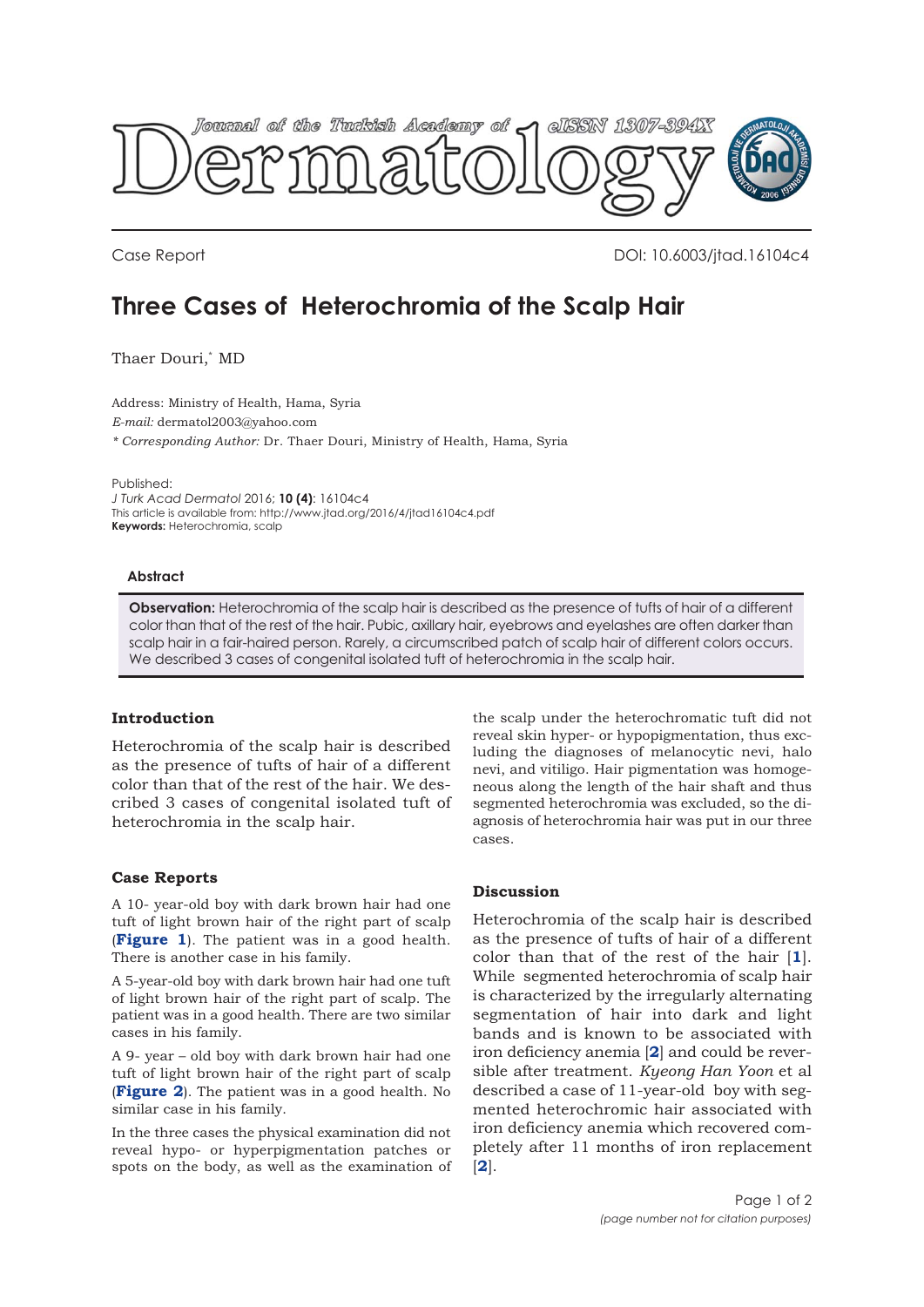Case Report

DOI: 10.6003/jtad.16104c4

# Three Cases of Heterochromia of the Scalp Hair

Thaer Douri,* MD

Address: Ministry of Health, Hama, Syria

*E-mail:* dermatol2003@yahoo.com

*\* Corresponding Author:* Dr. Thaer Douri, Ministry of Health, Hama, Syria

Published:

*J Turk Acad Dermatol* 2016; **10 (4)**: 16104c4

This article is available from: http://www.jtad.org/2016/4/jtad16104c4.pdf

**Keywords:** Heterochromia, scalp

### Abstract

**Observation:** Heterochromia of the scalp hair is described as the presence of tufts of hair of a different color than that of the rest of the hair. Pubic, axillary hair, eyebrows and eyelashes are often darker than scalp hair in a fair-haired person. Rarely, a circumscribed patch of scalp hair of different colors occurs. We described 3 cases of congenital isolated tuft of heterochromia in the scalp hair.

## Introduction

Heterochromia of the scalp hair is described as the presence of tufts of hair of a different color than that of the rest of the hair. We described 3 cases of congenital isolated tuft of heterochromia in the scalp hair.

## Case Reports

A 10- year-old boy with dark brown hair had one tuft of light brown hair of the right part of scalp (**Figure 1**). The patient was in a good health. There is another case in his family.

A 5-year-old boy with dark brown hair had one tuft of light brown hair of the right part of scalp. The patient was in a good health. There are two similar cases in his family.

A 9- year – old boy with dark brown hair had one tuft of light brown hair of the right part of scalp (**Figure 2**). The patient was in a good health. No similar case in his family.

In the three cases the physical examination did not reveal hypo- or hyperpigmentation patches or spots on the body, as well as the examination of the scalp under the heterochromatic tuft did not reveal skin hyper- or hypopigmentation, thus excluding the diagnoses of melanocytic nevi, halo nevi, and vitiligo. Hair pigmentation was homogeneous along the length of the hair shaft and thus segmented heterochromia was excluded, so the diagnosis of heterochromia hair was put in our three cases.

## Discussion

Heterochromia of the scalp hair is described as the presence of tufts of hair of a different color than that of the rest of the hair [**1**]. While segmented heterochromia of scalp hair is characterized by the irregularly alternating segmentation of hair into dark and light bands and is known to be associated with iron deficiency anemia [**2**] and could be reversible after treatment. *Kyeong Han Yoon* et al described a case of 11-year-old boy with segmented heterochromic hair associated with iron deficiency anemia which recovered completely after 11 months of iron replacement [**2**].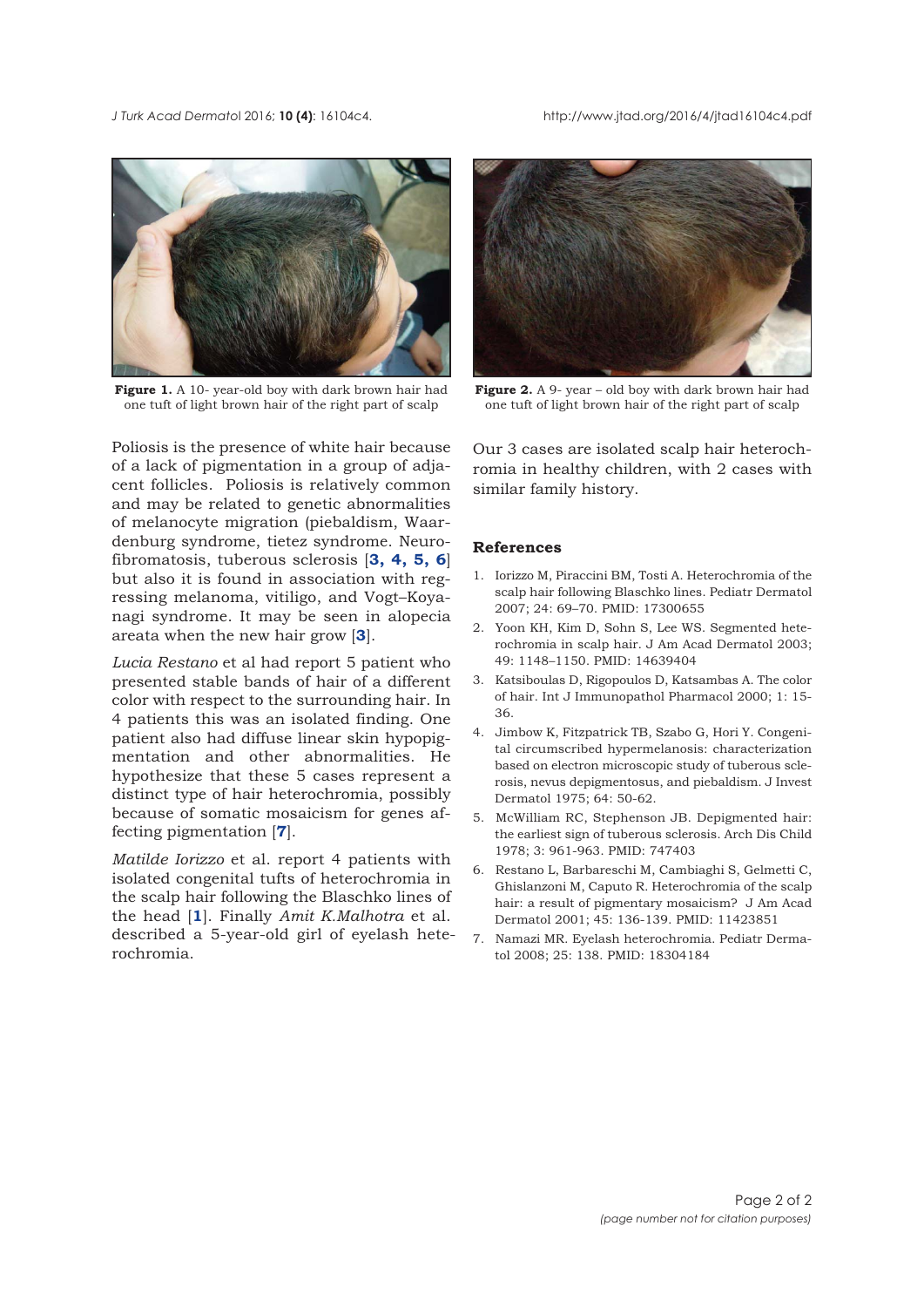Figure 1. A 10- year-old boy with dark brown hair had one tuft of light brown hair of the right part of scalp

Figure 2. A 9- year – old boy with dark brown hair had one tuft of light brown hair of the right part of scalp

Poliosis is the presence of white hair because of a lack of pigmentation in a group of adjacent follicles. Poliosis is relatively common and may be related to genetic abnormalities of melanocyte migration (piebaldism, Waardenburg syndrome, tietez syndrome. Neurofibromatosis, tuberous sclerosis [**3, 4, 5, 6**] but also it is found in association with regressing melanoma, vitiligo, and Vogt–Koyanagi syndrome. It may be seen in alopecia areata when the new hair grow [**3**].

*Lucia Restano* et al had report 5 patient who presented stable bands of hair of a different color with respect to the surrounding hair. In 4 patients this was an isolated finding. One patient also had diffuse linear skin hypopigmentation and other abnormalities. He hypothesize that these 5 cases represent a distinct type of hair heterochromia, possibly because of somatic mosaicism for genes affecting pigmentation [**7**].

*Matilde Iorizzo* et al. report 4 patients with isolated congenital tufts of heterochromia in the scalp hair following the Blaschko lines of the head [**1**]. Finally *Amit K.Malhotra* et al. described a 5-year-old girl of eyelash heterochromia.

Our 3 cases are isolated scalp hair heterochromia in healthy children, with 2 cases with similar family history.

## References

1. Iorizzo M, Piraccini BM, Tosti A. Heterochromia of the scalp hair following Blaschko lines. Pediatr Dermatol 2007; 24: 69–70. PMID: 17300655
2. Yoon KH, Kim D, Sohn S, Lee WS. Segmented heterochromia in scalp hair. J Am Acad Dermatol 2003; 49: 1148–1150. PMID: 14639404
3. Katsiboulas D, Rigopoulos D, Katsambas A. The color of hair. Int J Immunopathol Pharmacol 2000; 1: 15-36.
4. Jimbow K, Fitzpatrick TB, Szabo G, Hori Y. Congenital circumscribed hypermelanosis: characterization based on electron microscopic study of tuberous sclerosis, nevus depigmentosus, and piebaldism. J Invest Dermatol 1975; 64: 50-62.
5. McWilliam RC, Stephenson JB. Depigmented hair: the earliest sign of tuberous sclerosis. Arch Dis Child 1978; 3: 961-963. PMID: 747403
6. Restano L, Barbareschi M, Cambiaghi S, Gelmetti C, Ghislanzoni M, Caputo R. Heterochromia of the scalp hair: a result of pigmentary mosaicism? J Am Acad Dermatol 2001; 45: 136-139. PMID: 11423851
7. Namazi MR. Eyelash heterochromia. Pediatr Dermatol 2008; 25: 138. PMID: 18304184